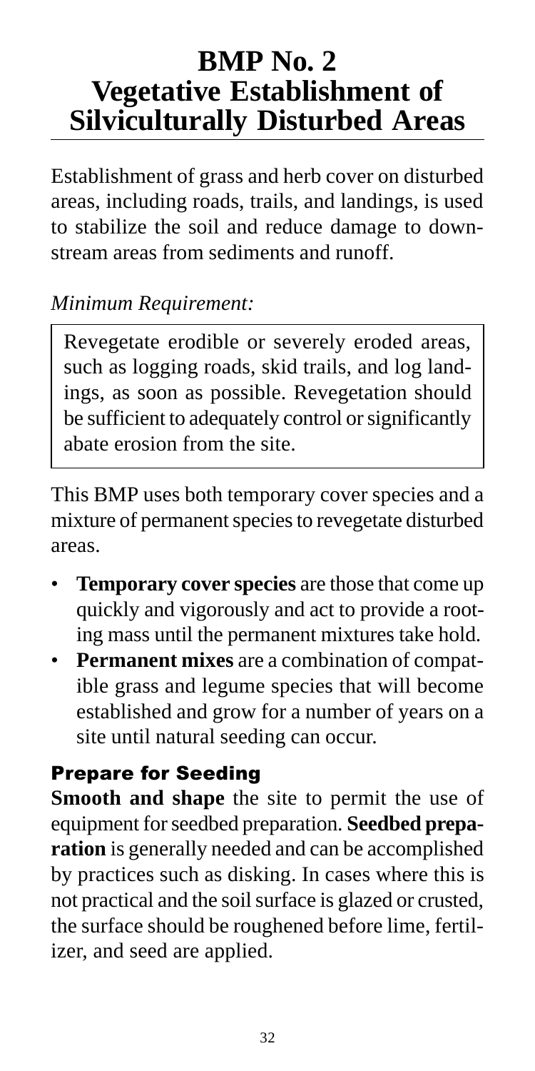# BMP No. 2
# Vegetative Establishment of Silviculturally Disturbed Areas

Establishment of grass and herb cover on disturbed areas, including roads, trails, and landings, is used to stabilize the soil and reduce damage to downstream areas from sediments and runoff.

*Minimum Requirement:*

> Revegetate erodible or severely eroded areas, such as logging roads, skid trails, and log landings, as soon as possible. Revegetation should be sufficient to adequately control or significantly abate erosion from the site.

This BMP uses both temporary cover species and a mixture of permanent species to revegetate disturbed areas.

- **Temporary cover species** are those that come up quickly and vigorously and act to provide a rooting mass until the permanent mixtures take hold.
- **Permanent mixes** are a combination of compatible grass and legume species that will become established and grow for a number of years on a site until natural seeding can occur.

## Prepare for Seeding

**Smooth and shape** the site to permit the use of equipment for seedbed preparation. **Seedbed preparation** is generally needed and can be accomplished by practices such as disking. In cases where this is not practical and the soil surface is glazed or crusted, the surface should be roughened before lime, fertilizer, and seed are applied.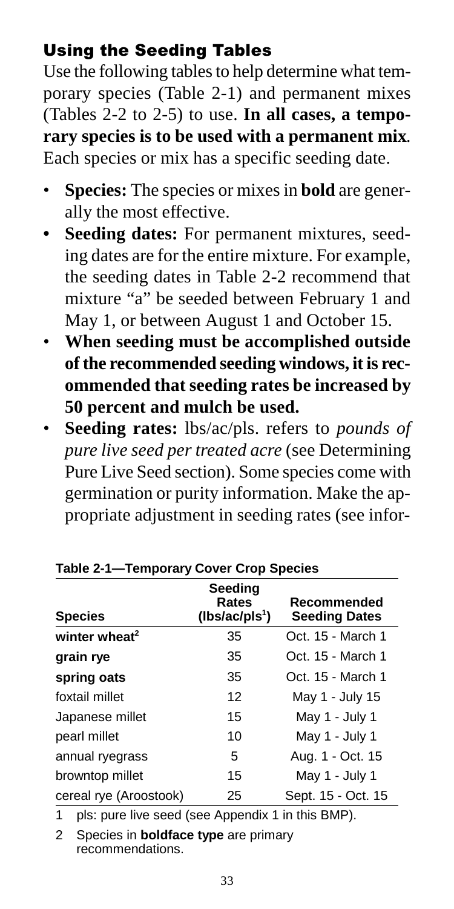## Using the Seeding Tables

Use the following tables to help determine what temporary species (Table 2-1) and permanent mixes (Tables 2-2 to 2-5) to use. **In all cases, a temporary species is to be used with a permanent mix**. Each species or mix has a specific seeding date.

- **Species:** The species or mixes in **bold** are generally the most effective.
- **Seeding dates:** For permanent mixtures, seeding dates are for the entire mixture. For example, the seeding dates in Table 2-2 recommend that mixture "a" be seeded between February 1 and May 1, or between August 1 and October 15.
- **When seeding must be accomplished outside of the recommended seeding windows, it is recommended that seeding rates be increased by 50 percent and mulch be used.**
- **Seeding rates:** lbs/ac/pls. refers to *pounds of pure live seed per treated acre* (see Determining Pure Live Seed section). Some species come with germination or purity information. Make the appropriate adjustment in seeding rates (see infor-

**Table 2-1—Temporary Cover Crop Species**

| Species | Seeding Rates (lbs/ac/pls[1]) | Recommended Seeding Dates |
|---|---|---|
| **winter wheat**[2] | 35 | Oct. 15 - March 1 |
| **grain rye** | 35 | Oct. 15 - March 1 |
| **spring oats** | 35 | Oct. 15 - March 1 |
| foxtail millet | 12 | May 1 - July 15 |
| Japanese millet | 15 | May 1 - July 1 |
| pearl millet | 10 | May 1 - July 1 |
| annual ryegrass | 5 | Aug. 1 - Oct. 15 |
| browntop millet | 15 | May 1 - July 1 |
| cereal rye (Aroostook) | 25 | Sept. 15 - Oct. 15 |

1 pls: pure live seed (see Appendix 1 in this BMP).

2 Species in **boldface type** are primary recommendations.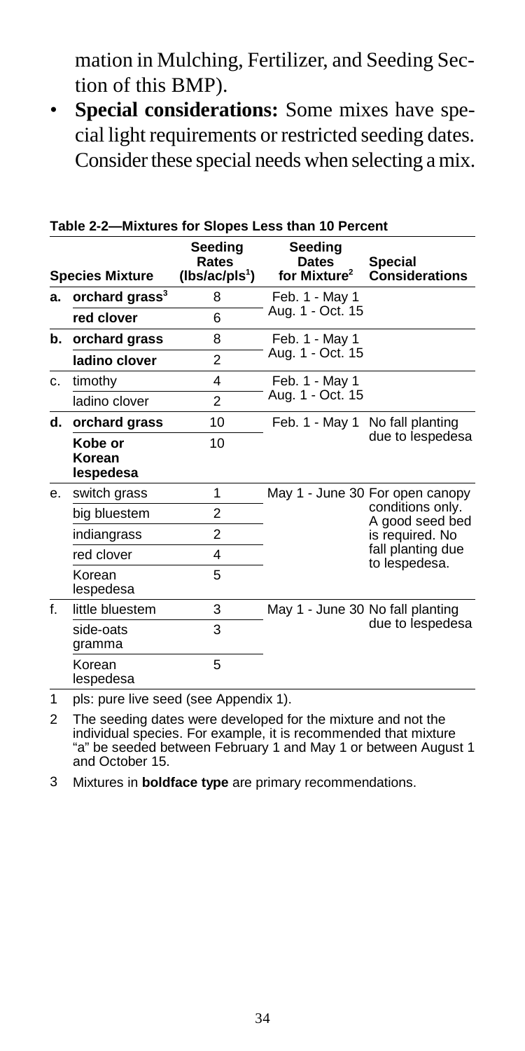mation in Mulching, Fertilizer, and Seeding Section of this BMP).

- **Special considerations:** Some mixes have special light requirements or restricted seeding dates. Consider these special needs when selecting a mix.

**Table 2-2—Mixtures for Slopes Less than 10 Percent**

| | Species Mixture | Seeding Rates (lbs/ac/pls[1]) | Seeding Dates for Mixture[2] | Special Considerations |
|---|---|---|---|---|
| **a.** | **orchard grass[3]** | 8 | Feb. 1 - May 1 Aug. 1 - Oct. 15 | |
| | **red clover** | 6 | | |
| **b.** | **orchard grass** | 8 | Feb. 1 - May 1 Aug. 1 - Oct. 15 | |
| | **ladino clover** | 2 | | |
| c. | timothy | 4 | Feb. 1 - May 1 Aug. 1 - Oct. 15 | |
| | ladino clover | 2 | | |
| **d.** | **orchard grass** | 10 | Feb. 1 - May 1 | No fall planting due to lespedesa |
| | **Kobe or Korean lespedesa** | 10 | | |
| e. | switch grass | 1 | May 1 - June 30 | For open canopy conditions only. A good seed bed is required. No fall planting due to lespedesa. |
| | big bluestem | 2 | | |
| | indiangrass | 2 | | |
| | red clover | 4 | | |
| | Korean lespedesa | 5 | | |
| f. | little bluestem | 3 | May 1 - June 30 | No fall planting due to lespedesa |
| | side-oats gramma | 3 | | |
| | Korean lespedesa | 5 | | |

1 pls: pure live seed (see Appendix 1).

2 The seeding dates were developed for the mixture and not the individual species. For example, it is recommended that mixture "a" be seeded between February 1 and May 1 or between August 1 and October 15.

3 Mixtures in **boldface type** are primary recommendations.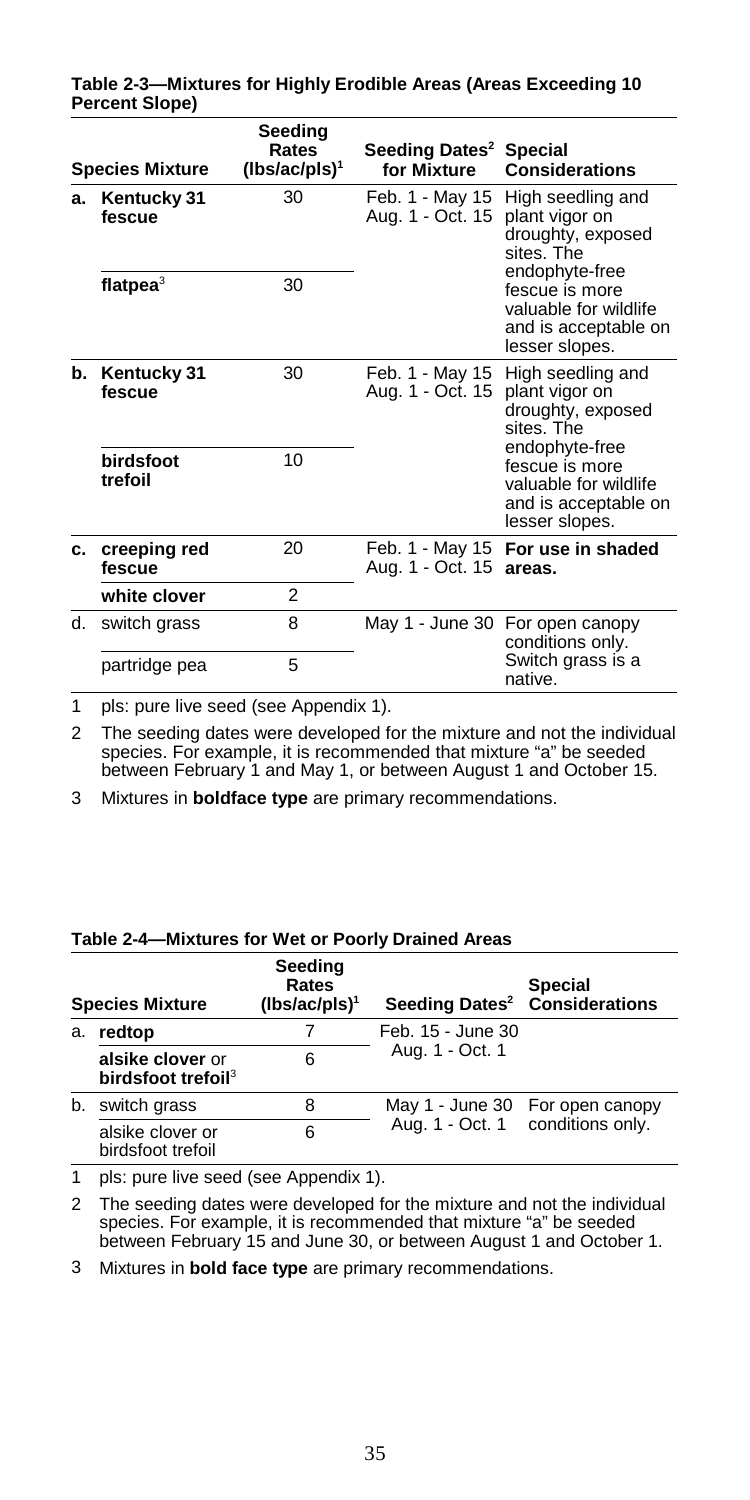**Table 2-3—Mixtures for Highly Erodible Areas (Areas Exceeding 10 Percent Slope)**

| | Species Mixture | Seeding Rates (lbs/ac/pls)[1] | Seeding Dates[2] for Mixture | Special Considerations |
|---|---|---|---|---|
| **a.** | **Kentucky 31 fescue** | 30 | Feb. 1 - May 15<br>Aug. 1 - Oct. 15 | High seedling and plant vigor on droughty, exposed sites. The endophyte-free fescue is more valuable for wildlife and is acceptable on lesser slopes. |
| | **flatpea**[3] | 30 | | |
| **b.** | **Kentucky 31 fescue** | 30 | Feb. 1 - May 15<br>Aug. 1 - Oct. 15 | High seedling and plant vigor on droughty, exposed sites. The endophyte-free fescue is more valuable for wildlife and is acceptable on lesser slopes. |
| | **birdsfoot trefoil** | 10 | | |
| **c.** | **creeping red fescue** | 20 | Feb. 1 - May 15<br>Aug. 1 - Oct. 15 | **For use in shaded areas.** |
| | **white clover** | 2 | | |
| d. | switch grass | 8 | May 1 - June 30 | For open canopy conditions only. Switch grass is a native. |
| | partridge pea | 5 | | |

1 pls: pure live seed (see Appendix 1).

2 The seeding dates were developed for the mixture and not the individual species. For example, it is recommended that mixture "a" be seeded between February 1 and May 1, or between August 1 and October 15.

3 Mixtures in **boldface type** are primary recommendations.

**Table 2-4—Mixtures for Wet or Poorly Drained Areas**

| | Species Mixture | Seeding Rates (lbs/ac/pls)[1] | Seeding Dates[2] | Special Considerations |
|---|---|---|---|---|
| a. | **redtop** | 7 | Feb. 15 - June 30<br>Aug. 1 - Oct. 1 | |
| | **alsike clover** or **birdsfoot trefoil**[3] | 6 | | |
| b. | switch grass | 8 | May 1 - June 30<br>Aug. 1 - Oct. 1 | For open canopy conditions only. |
| | alsike clover or birdsfoot trefoil | 6 | | |

1 pls: pure live seed (see Appendix 1).

2 The seeding dates were developed for the mixture and not the individual species. For example, it is recommended that mixture "a" be seeded between February 15 and June 30, or between August 1 and October 1.

3 Mixtures in **bold face type** are primary recommendations.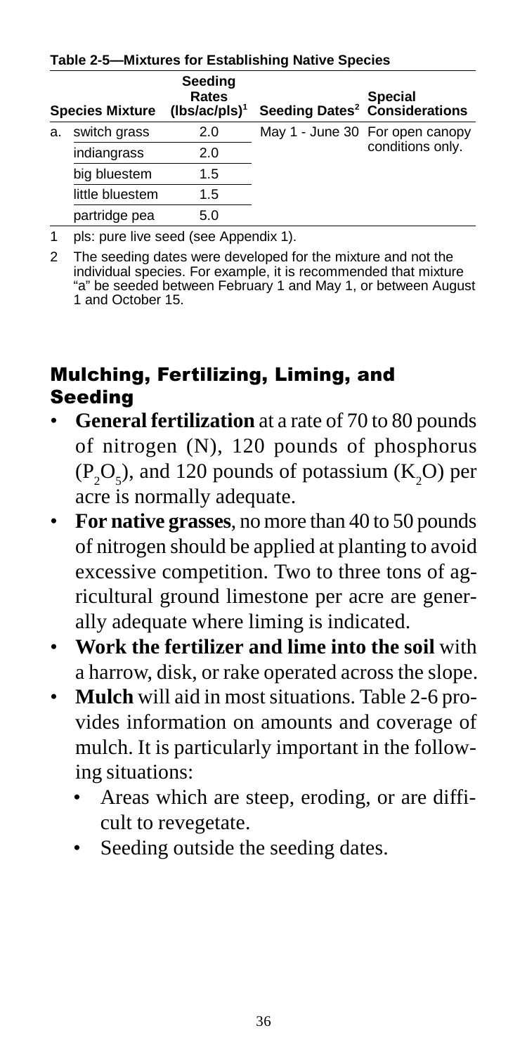**Table 2-5—Mixtures for Establishing Native Species**

| | Species Mixture | Seeding Rates (lbs/ac/pls)[1] | Seeding Dates[2] | Special Considerations |
|---|---|---|---|---|
| a. | switch grass | 2.0 | May 1 - June 30 | For open canopy conditions only. |
| | indiangrass | 2.0 | | |
| | big bluestem | 1.5 | | |
| | little bluestem | 1.5 | | |
| | partridge pea | 5.0 | | |

1 pls: pure live seed (see Appendix 1).

2 The seeding dates were developed for the mixture and not the individual species. For example, it is recommended that mixture "a" be seeded between February 1 and May 1, or between August 1 and October 15.

## Mulching, Fertilizing, Liming, and Seeding

- **General fertilization** at a rate of 70 to 80 pounds of nitrogen (N), 120 pounds of phosphorus ($P_2O_5$), and 120 pounds of potassium ($K_2O$) per acre is normally adequate.
- **For native grasses**, no more than 40 to 50 pounds of nitrogen should be applied at planting to avoid excessive competition. Two to three tons of agricultural ground limestone per acre are generally adequate where liming is indicated.
- **Work the fertilizer and lime into the soil** with a harrow, disk, or rake operated across the slope.
- **Mulch** will aid in most situations. Table 2-6 provides information on amounts and coverage of mulch. It is particularly important in the following situations:
  - Areas which are steep, eroding, or are difficult to revegetate.
  - Seeding outside the seeding dates.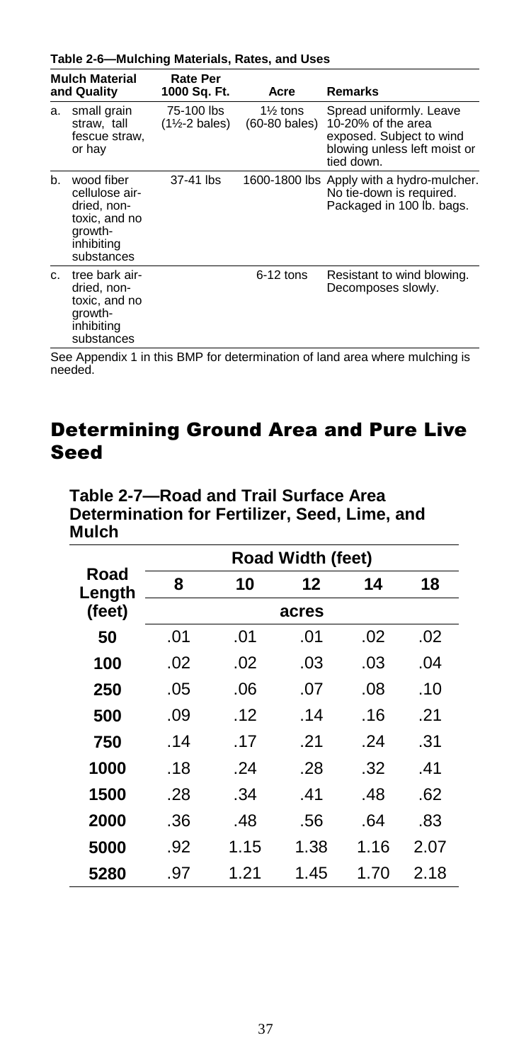**Table 2-6—Mulching Materials, Rates, and Uses**

| Mulch Material and Quality | Rate Per 1000 Sq. Ft. | Acre | Remarks |
|---|---|---|---|
| a. small grain straw, tall fescue straw, or hay | 75-100 lbs (1½-2 bales) | 1½ tons (60-80 bales) | Spread uniformly. Leave 10-20% of the area exposed. Subject to wind blowing unless left moist or tied down. |
| b. wood fiber cellulose air-dried, non-toxic, and no growth-inhibiting substances | 37-41 lbs | 1600-1800 lbs | Apply with a hydro-mulcher. No tie-down is required. Packaged in 100 lb. bags. |
| c. tree bark air-dried, non-toxic, and no growth-inhibiting substances | | 6-12 tons | Resistant to wind blowing. Decomposes slowly. |

See Appendix 1 in this BMP for determination of land area where mulching is needed.

# Determining Ground Area and Pure Live Seed

**Table 2-7—Road and Trail Surface Area Determination for Fertilizer, Seed, Lime, and Mulch**

| Road Length (feet) | Road Width (feet) 8 | 10 | 12 | 14 | 18 |
|---|---|---|---|---|---|
| | acres | | | | |
| 50 | .01 | .01 | .01 | .02 | .02 |
| 100 | .02 | .02 | .03 | .03 | .04 |
| 250 | .05 | .06 | .07 | .08 | .10 |
| 500 | .09 | .12 | .14 | .16 | .21 |
| 750 | .14 | .17 | .21 | .24 | .31 |
| 1000 | .18 | .24 | .28 | .32 | .41 |
| 1500 | .28 | .34 | .41 | .48 | .62 |
| 2000 | .36 | .48 | .56 | .64 | .83 |
| 5000 | .92 | 1.15 | 1.38 | 1.16 | 2.07 |
| 5280 | .97 | 1.21 | 1.45 | 1.70 | 2.18 |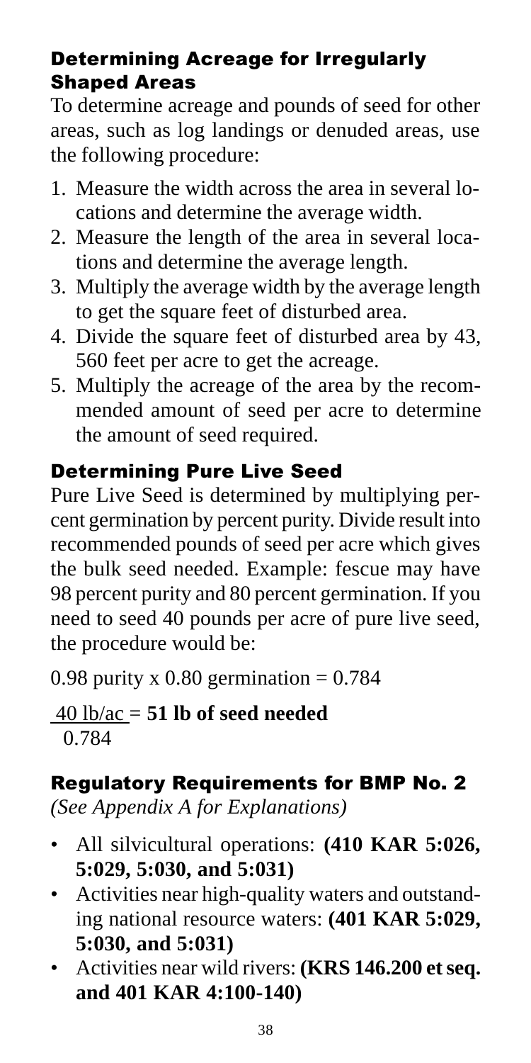## Determining Acreage for Irregularly Shaped Areas

To determine acreage and pounds of seed for other areas, such as log landings or denuded areas, use the following procedure:

1. Measure the width across the area in several locations and determine the average width.
2. Measure the length of the area in several locations and determine the average length.
3. Multiply the average width by the average length to get the square feet of disturbed area.
4. Divide the square feet of disturbed area by 43, 560 feet per acre to get the acreage.
5. Multiply the acreage of the area by the recommended amount of seed per acre to determine the amount of seed required.

## Determining Pure Live Seed

Pure Live Seed is determined by multiplying percent germination by percent purity. Divide result into recommended pounds of seed per acre which gives the bulk seed needed. Example: fescue may have 98 percent purity and 80 percent germination. If you need to seed 40 pounds per acre of pure live seed, the procedure would be:

0.98 purity x 0.80 germination = 0.784

$$\frac{40 \text{ lb/ac}}{0.784} = \textbf{51 lb of seed needed}$$

## Regulatory Requirements for BMP No. 2

*(See Appendix A for Explanations)*

- All silvicultural operations: **(410 KAR 5:026, 5:029, 5:030, and 5:031)**
- Activities near high-quality waters and outstanding national resource waters: **(401 KAR 5:029, 5:030, and 5:031)**
- Activities near wild rivers: **(KRS 146.200 et seq. and 401 KAR 4:100-140)**